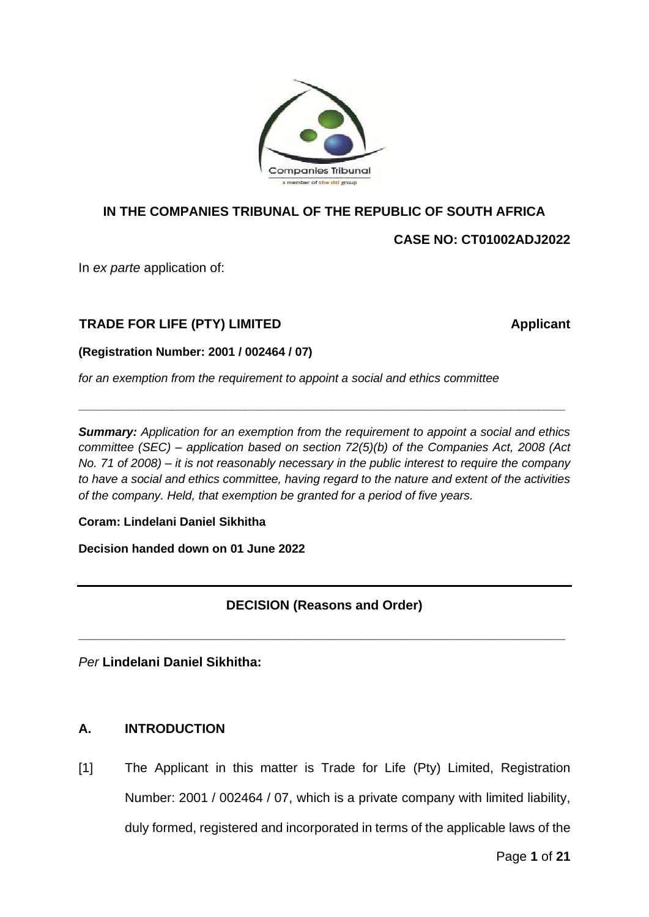**IN THE COMPANIES TRIBUNAL OF THE REPUBLIC OF SOUTH AFRICA**

**CASE NO: CT01002ADJ2022**

In *ex parte* application of:

**TRADE FOR LIFE (PTY) LIMITED** **Applicant**

**(Registration Number: 2001 / 002464 / 07)**

*for an exemption from the requirement to appoint a social and ethics committee*

---

***Summary:*** *Application for an exemption from the requirement to appoint a social and ethics committee (SEC) – application based on section 72(5)(b) of the Companies Act, 2008 (Act No. 71 of 2008) – it is not reasonably necessary in the public interest to require the company to have a social and ethics committee, having regard to the nature and extent of the activities of the company. Held, that exemption be granted for a period of five years.*

**Coram: Lindelani Daniel Sikhitha**

**Decision handed down on 01 June 2022**

---

**DECISION (Reasons and Order)**

---

*Per* **Lindelani Daniel Sikhitha:**

## A. INTRODUCTION

[1] The Applicant in this matter is Trade for Life (Pty) Limited, Registration Number: 2001 / 002464 / 07, which is a private company with limited liability, duly formed, registered and incorporated in terms of the applicable laws of the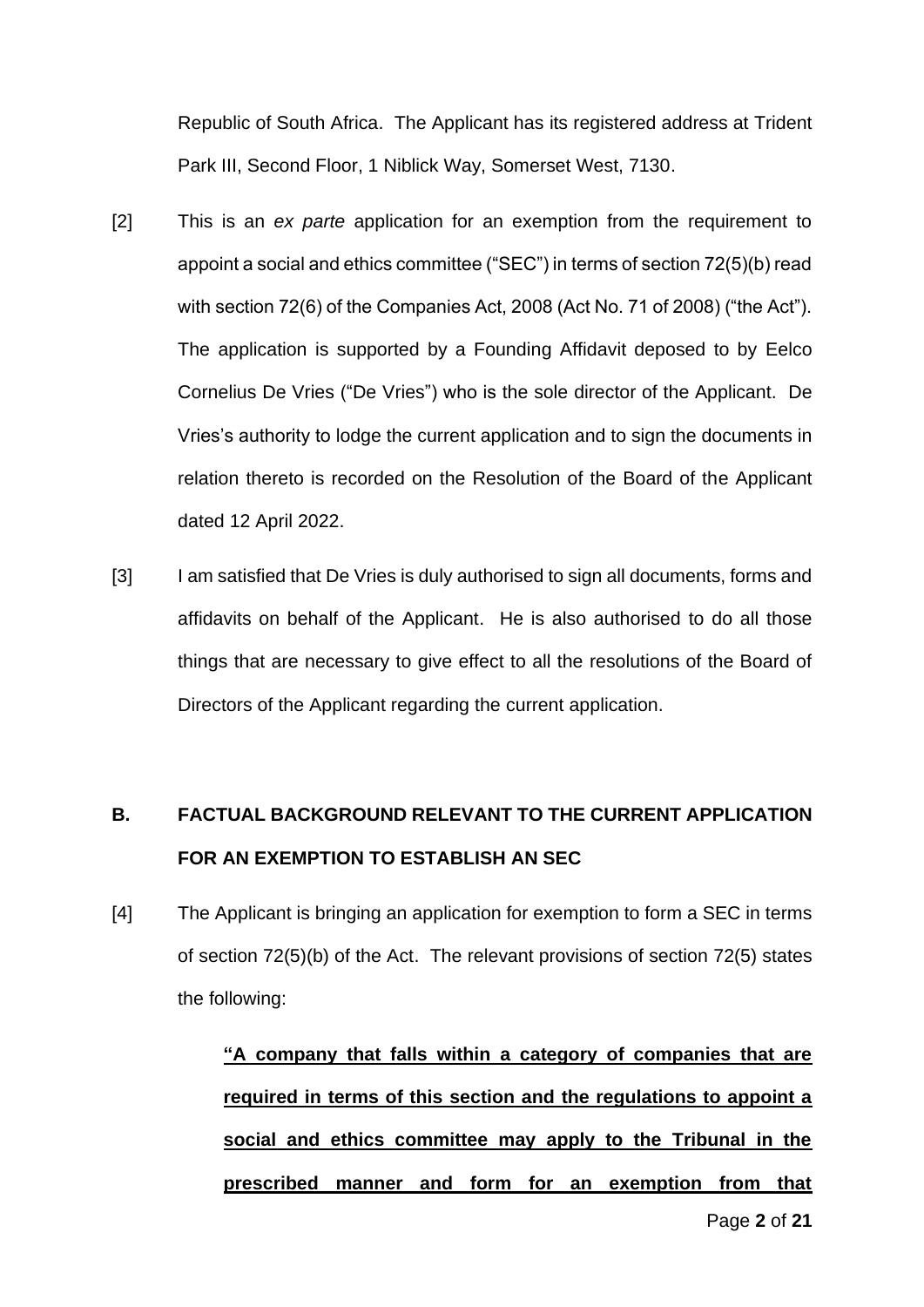Republic of South Africa. The Applicant has its registered address at Trident Park III, Second Floor, 1 Niblick Way, Somerset West, 7130.

[2] This is an *ex parte* application for an exemption from the requirement to appoint a social and ethics committee ("SEC") in terms of section 72(5)(b) read with section 72(6) of the Companies Act, 2008 (Act No. 71 of 2008) ("the Act"). The application is supported by a Founding Affidavit deposed to by Eelco Cornelius De Vries ("De Vries") who is the sole director of the Applicant. De Vries's authority to lodge the current application and to sign the documents in relation thereto is recorded on the Resolution of the Board of the Applicant dated 12 April 2022.

[3] I am satisfied that De Vries is duly authorised to sign all documents, forms and affidavits on behalf of the Applicant. He is also authorised to do all those things that are necessary to give effect to all the resolutions of the Board of Directors of the Applicant regarding the current application.

## B. FACTUAL BACKGROUND RELEVANT TO THE CURRENT APPLICATION FOR AN EXEMPTION TO ESTABLISH AN SEC

[4] The Applicant is bringing an application for exemption to form a SEC in terms of section 72(5)(b) of the Act. The relevant provisions of section 72(5) states the following:

> **"A company that falls within a category of companies that are required in terms of this section and the regulations to appoint a social and ethics committee may apply to the Tribunal in the prescribed manner and form for an exemption from that**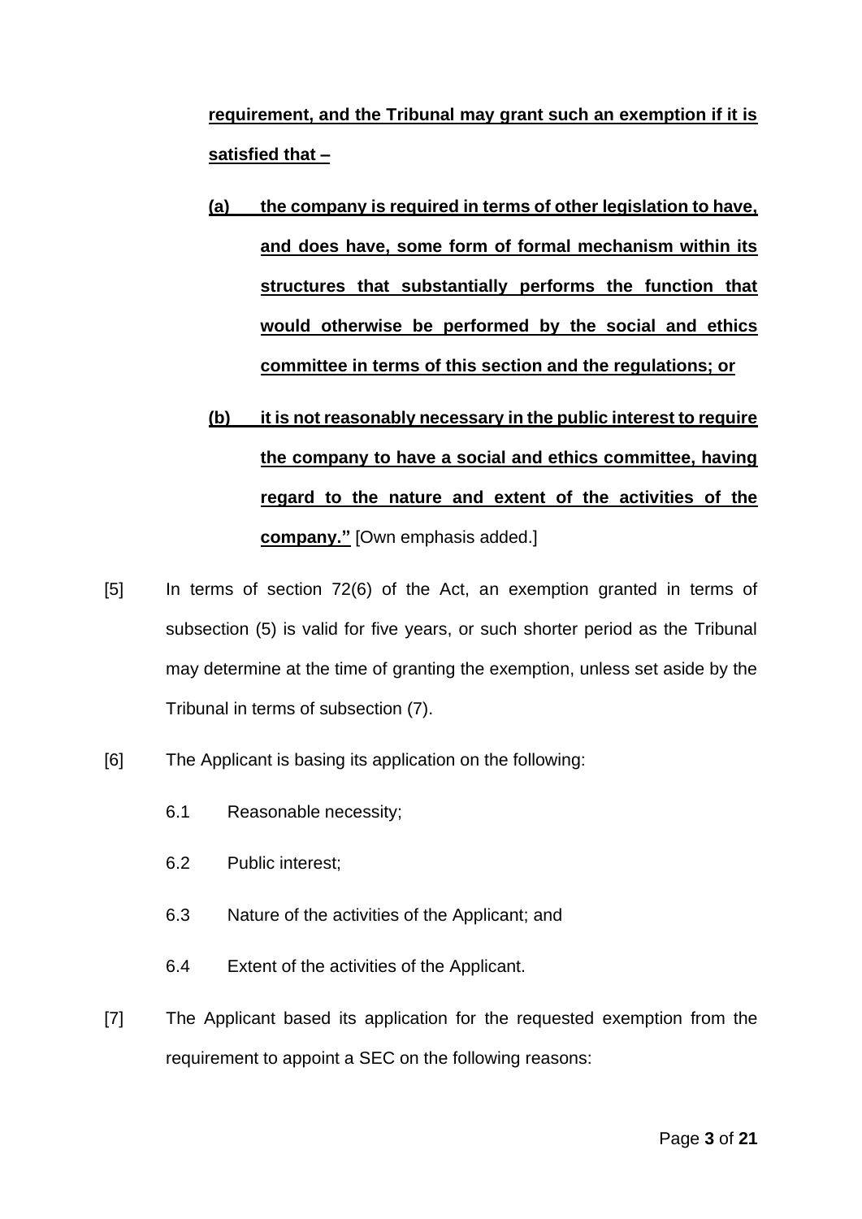**requirement, and the Tribunal may grant such an exemption if it is satisfied that –**

> **(a) the company is required in terms of other legislation to have, and does have, some form of formal mechanism within its structures that substantially performs the function that would otherwise be performed by the social and ethics committee in terms of this section and the regulations; or**
>
> **(b) it is not reasonably necessary in the public interest to require the company to have a social and ethics committee, having regard to the nature and extent of the activities of the company."** [Own emphasis added.]

[5] In terms of section 72(6) of the Act, an exemption granted in terms of subsection (5) is valid for five years, or such shorter period as the Tribunal may determine at the time of granting the exemption, unless set aside by the Tribunal in terms of subsection (7).

[6] The Applicant is basing its application on the following:

6.1 Reasonable necessity;

6.2 Public interest;

6.3 Nature of the activities of the Applicant; and

6.4 Extent of the activities of the Applicant.

[7] The Applicant based its application for the requested exemption from the requirement to appoint a SEC on the following reasons: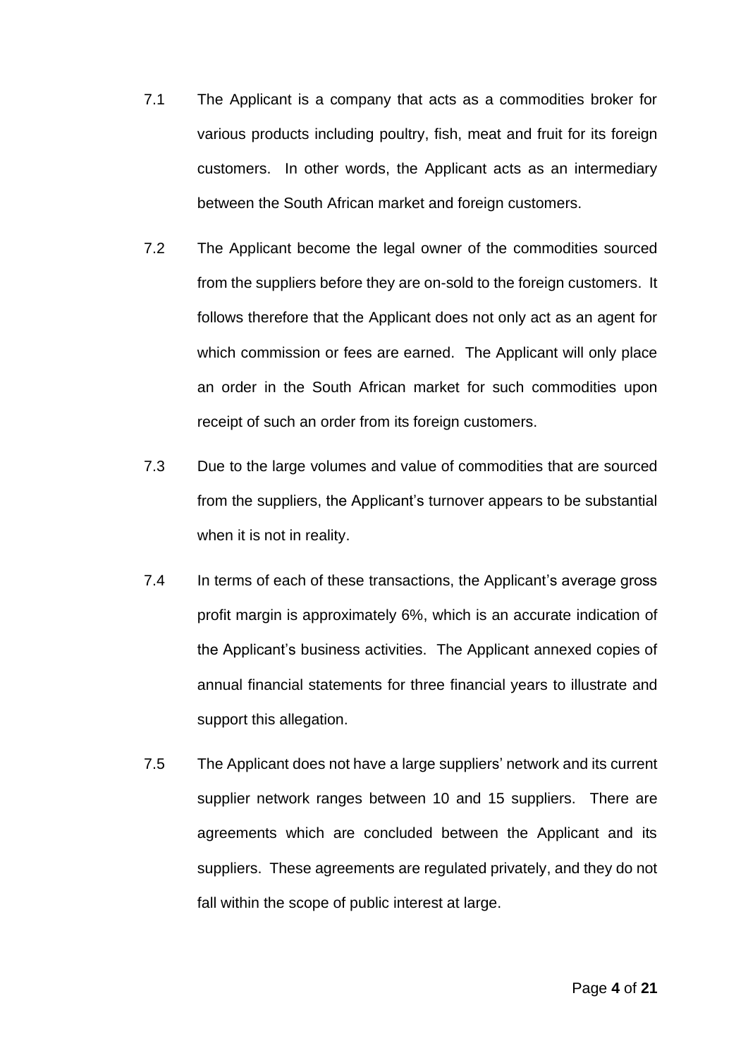7.1 The Applicant is a company that acts as a commodities broker for various products including poultry, fish, meat and fruit for its foreign customers. In other words, the Applicant acts as an intermediary between the South African market and foreign customers.

7.2 The Applicant become the legal owner of the commodities sourced from the suppliers before they are on-sold to the foreign customers. It follows therefore that the Applicant does not only act as an agent for which commission or fees are earned. The Applicant will only place an order in the South African market for such commodities upon receipt of such an order from its foreign customers.

7.3 Due to the large volumes and value of commodities that are sourced from the suppliers, the Applicant's turnover appears to be substantial when it is not in reality.

7.4 In terms of each of these transactions, the Applicant's average gross profit margin is approximately 6%, which is an accurate indication of the Applicant's business activities. The Applicant annexed copies of annual financial statements for three financial years to illustrate and support this allegation.

7.5 The Applicant does not have a large suppliers' network and its current supplier network ranges between 10 and 15 suppliers. There are agreements which are concluded between the Applicant and its suppliers. These agreements are regulated privately, and they do not fall within the scope of public interest at large.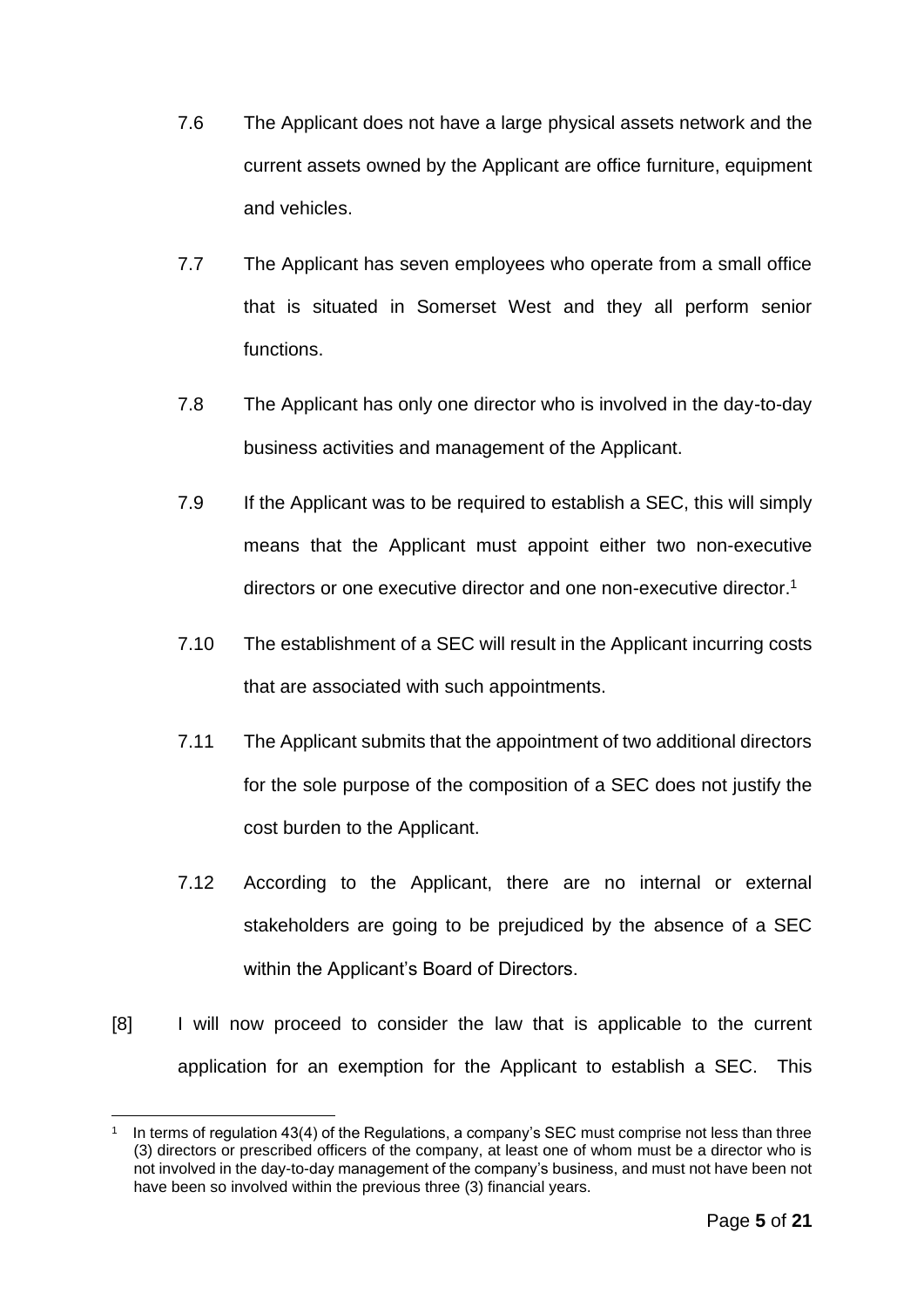7.6 The Applicant does not have a large physical assets network and the current assets owned by the Applicant are office furniture, equipment and vehicles.

7.7 The Applicant has seven employees who operate from a small office that is situated in Somerset West and they all perform senior functions.

7.8 The Applicant has only one director who is involved in the day-to-day business activities and management of the Applicant.

7.9 If the Applicant was to be required to establish a SEC, this will simply means that the Applicant must appoint either two non-executive directors or one executive director and one non-executive director.[1]

7.10 The establishment of a SEC will result in the Applicant incurring costs that are associated with such appointments.

7.11 The Applicant submits that the appointment of two additional directors for the sole purpose of the composition of a SEC does not justify the cost burden to the Applicant.

7.12 According to the Applicant, there are no internal or external stakeholders are going to be prejudiced by the absence of a SEC within the Applicant's Board of Directors.

[8] I will now proceed to consider the law that is applicable to the current application for an exemption for the Applicant to establish a SEC. This

---

[1] In terms of regulation 43(4) of the Regulations, a company's SEC must comprise not less than three (3) directors or prescribed officers of the company, at least one of whom must be a director who is not involved in the day-to-day management of the company's business, and must not have been not have been so involved within the previous three (3) financial years.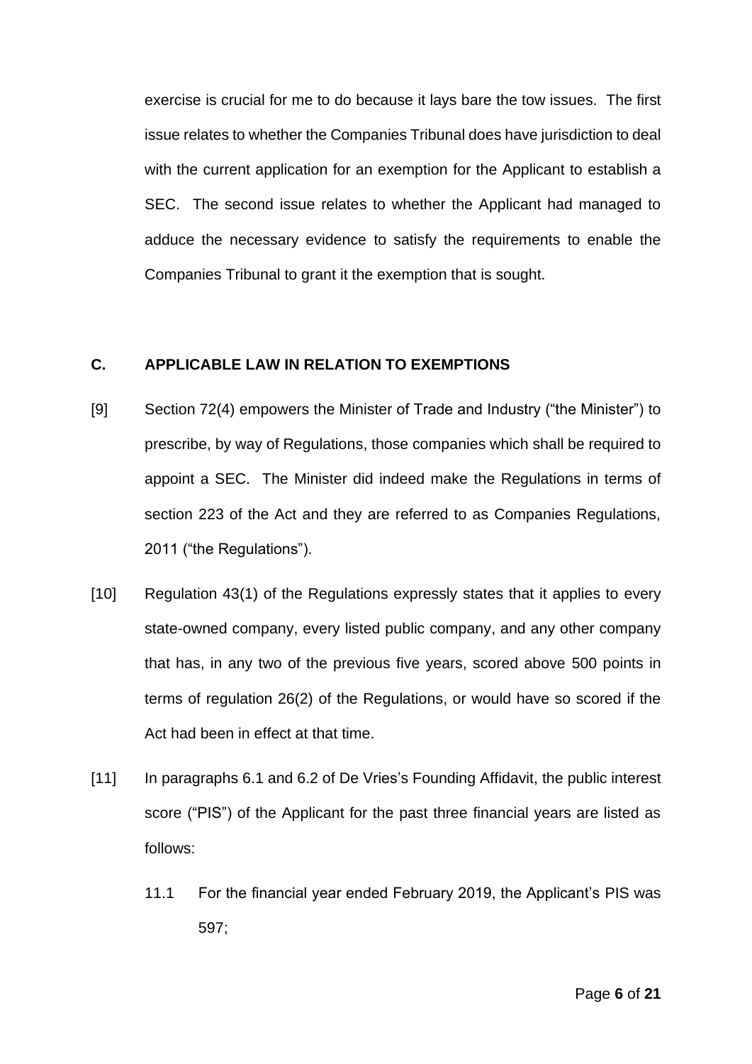exercise is crucial for me to do because it lays bare the tow issues. The first issue relates to whether the Companies Tribunal does have jurisdiction to deal with the current application for an exemption for the Applicant to establish a SEC. The second issue relates to whether the Applicant had managed to adduce the necessary evidence to satisfy the requirements to enable the Companies Tribunal to grant it the exemption that is sought.

## C. APPLICABLE LAW IN RELATION TO EXEMPTIONS

[9] Section 72(4) empowers the Minister of Trade and Industry ("the Minister") to prescribe, by way of Regulations, those companies which shall be required to appoint a SEC. The Minister did indeed make the Regulations in terms of section 223 of the Act and they are referred to as Companies Regulations, 2011 ("the Regulations").

[10] Regulation 43(1) of the Regulations expressly states that it applies to every state-owned company, every listed public company, and any other company that has, in any two of the previous five years, scored above 500 points in terms of regulation 26(2) of the Regulations, or would have so scored if the Act had been in effect at that time.

[11] In paragraphs 6.1 and 6.2 of De Vries's Founding Affidavit, the public interest score ("PIS") of the Applicant for the past three financial years are listed as follows:

11.1 For the financial year ended February 2019, the Applicant's PIS was 597;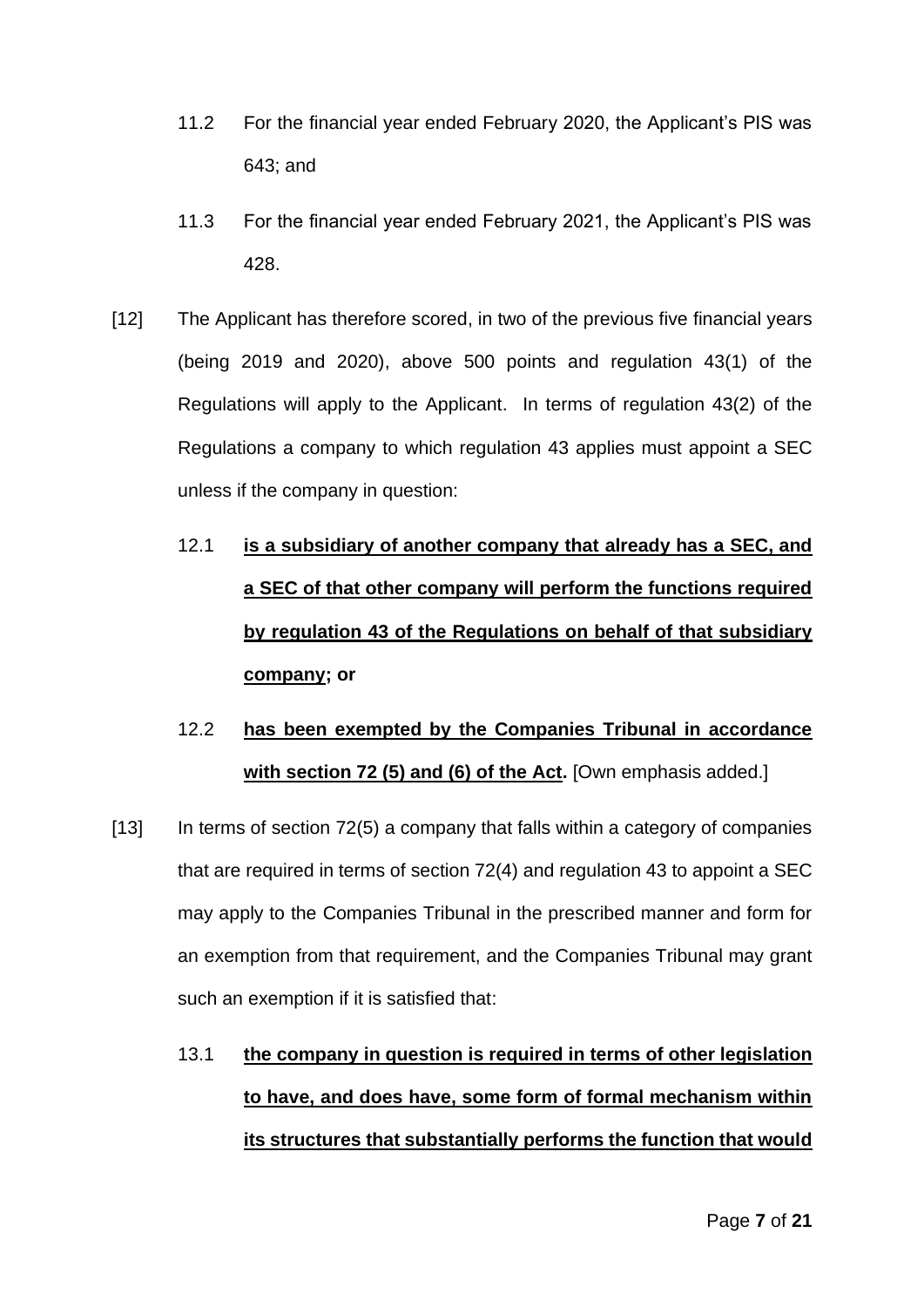11.2 For the financial year ended February 2020, the Applicant's PIS was 643; and

11.3 For the financial year ended February 2021, the Applicant's PIS was 428.

[12] The Applicant has therefore scored, in two of the previous five financial years (being 2019 and 2020), above 500 points and regulation 43(1) of the Regulations will apply to the Applicant. In terms of regulation 43(2) of the Regulations a company to which regulation 43 applies must appoint a SEC unless if the company in question:

12.1 **<u>is a subsidiary of another company that already has a SEC, and a SEC of that other company will perform the functions required by regulation 43 of the Regulations on behalf of that subsidiary company</u>; or**

12.2 **<u>has been exempted by the Companies Tribunal in accordance with section 72 (5) and (6) of the Act</u>.** [Own emphasis added.]

[13] In terms of section 72(5) a company that falls within a category of companies that are required in terms of section 72(4) and regulation 43 to appoint a SEC may apply to the Companies Tribunal in the prescribed manner and form for an exemption from that requirement, and the Companies Tribunal may grant such an exemption if it is satisfied that:

13.1 **<u>the company in question is required in terms of other legislation to have, and does have, some form of formal mechanism within its structures that substantially performs the function that would</u>**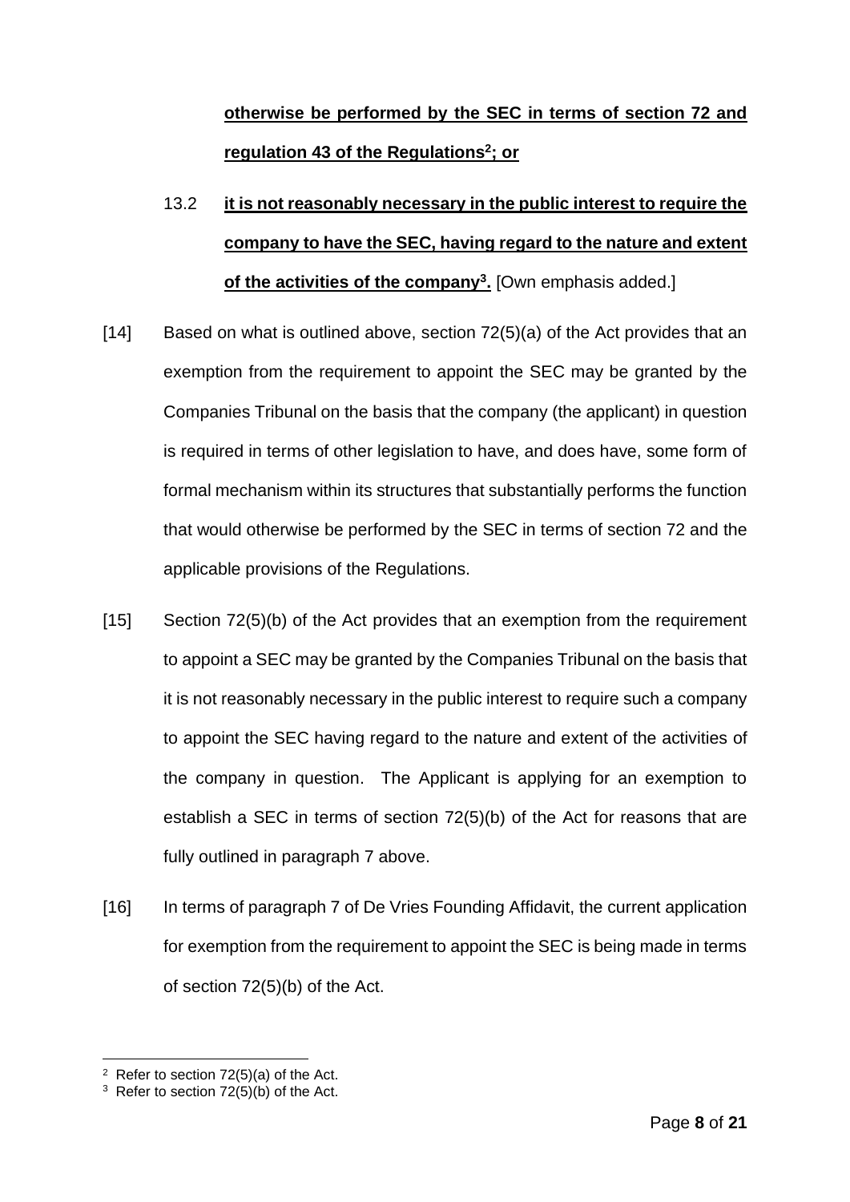**otherwise be performed by the SEC in terms of section 72 and regulation 43 of the Regulations[2]; or**

13.2 **it is not reasonably necessary in the public interest to require the company to have the SEC, having regard to the nature and extent of the activities of the company[3].** [Own emphasis added.]

[14] Based on what is outlined above, section 72(5)(a) of the Act provides that an exemption from the requirement to appoint the SEC may be granted by the Companies Tribunal on the basis that the company (the applicant) in question is required in terms of other legislation to have, and does have, some form of formal mechanism within its structures that substantially performs the function that would otherwise be performed by the SEC in terms of section 72 and the applicable provisions of the Regulations.

[15] Section 72(5)(b) of the Act provides that an exemption from the requirement to appoint a SEC may be granted by the Companies Tribunal on the basis that it is not reasonably necessary in the public interest to require such a company to appoint the SEC having regard to the nature and extent of the activities of the company in question. The Applicant is applying for an exemption to establish a SEC in terms of section 72(5)(b) of the Act for reasons that are fully outlined in paragraph 7 above.

[16] In terms of paragraph 7 of De Vries Founding Affidavit, the current application for exemption from the requirement to appoint the SEC is being made in terms of section 72(5)(b) of the Act.

---

[2] Refer to section 72(5)(a) of the Act.

[3] Refer to section 72(5)(b) of the Act.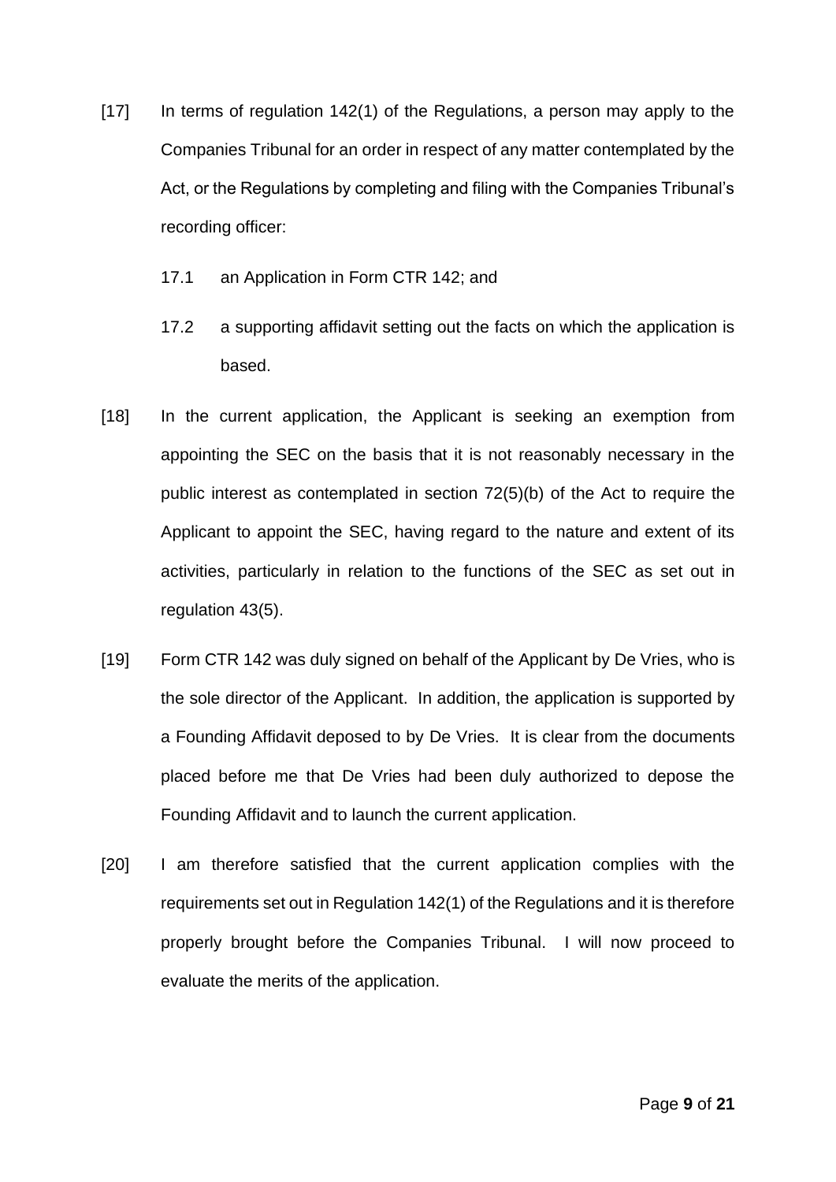[17] In terms of regulation 142(1) of the Regulations, a person may apply to the Companies Tribunal for an order in respect of any matter contemplated by the Act, or the Regulations by completing and filing with the Companies Tribunal's recording officer:

17.1 an Application in Form CTR 142; and

17.2 a supporting affidavit setting out the facts on which the application is based.

[18] In the current application, the Applicant is seeking an exemption from appointing the SEC on the basis that it is not reasonably necessary in the public interest as contemplated in section 72(5)(b) of the Act to require the Applicant to appoint the SEC, having regard to the nature and extent of its activities, particularly in relation to the functions of the SEC as set out in regulation 43(5).

[19] Form CTR 142 was duly signed on behalf of the Applicant by De Vries, who is the sole director of the Applicant. In addition, the application is supported by a Founding Affidavit deposed to by De Vries. It is clear from the documents placed before me that De Vries had been duly authorized to depose the Founding Affidavit and to launch the current application.

[20] I am therefore satisfied that the current application complies with the requirements set out in Regulation 142(1) of the Regulations and it is therefore properly brought before the Companies Tribunal. I will now proceed to evaluate the merits of the application.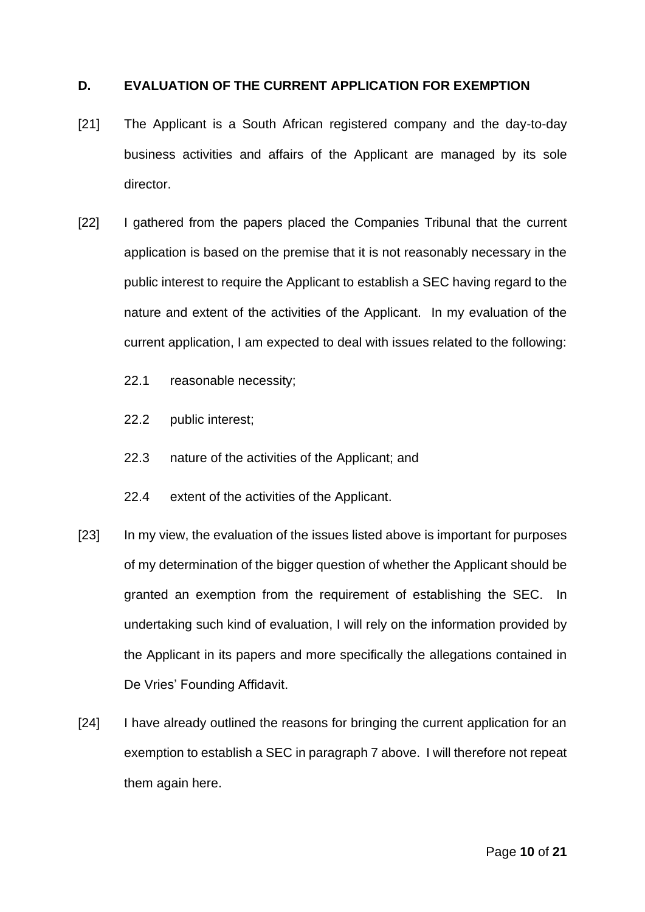## D. EVALUATION OF THE CURRENT APPLICATION FOR EXEMPTION

[21] The Applicant is a South African registered company and the day-to-day business activities and affairs of the Applicant are managed by its sole director.

[22] I gathered from the papers placed the Companies Tribunal that the current application is based on the premise that it is not reasonably necessary in the public interest to require the Applicant to establish a SEC having regard to the nature and extent of the activities of the Applicant. In my evaluation of the current application, I am expected to deal with issues related to the following:

22.1 reasonable necessity;

22.2 public interest;

22.3 nature of the activities of the Applicant; and

22.4 extent of the activities of the Applicant.

[23] In my view, the evaluation of the issues listed above is important for purposes of my determination of the bigger question of whether the Applicant should be granted an exemption from the requirement of establishing the SEC. In undertaking such kind of evaluation, I will rely on the information provided by the Applicant in its papers and more specifically the allegations contained in De Vries' Founding Affidavit.

[24] I have already outlined the reasons for bringing the current application for an exemption to establish a SEC in paragraph 7 above. I will therefore not repeat them again here.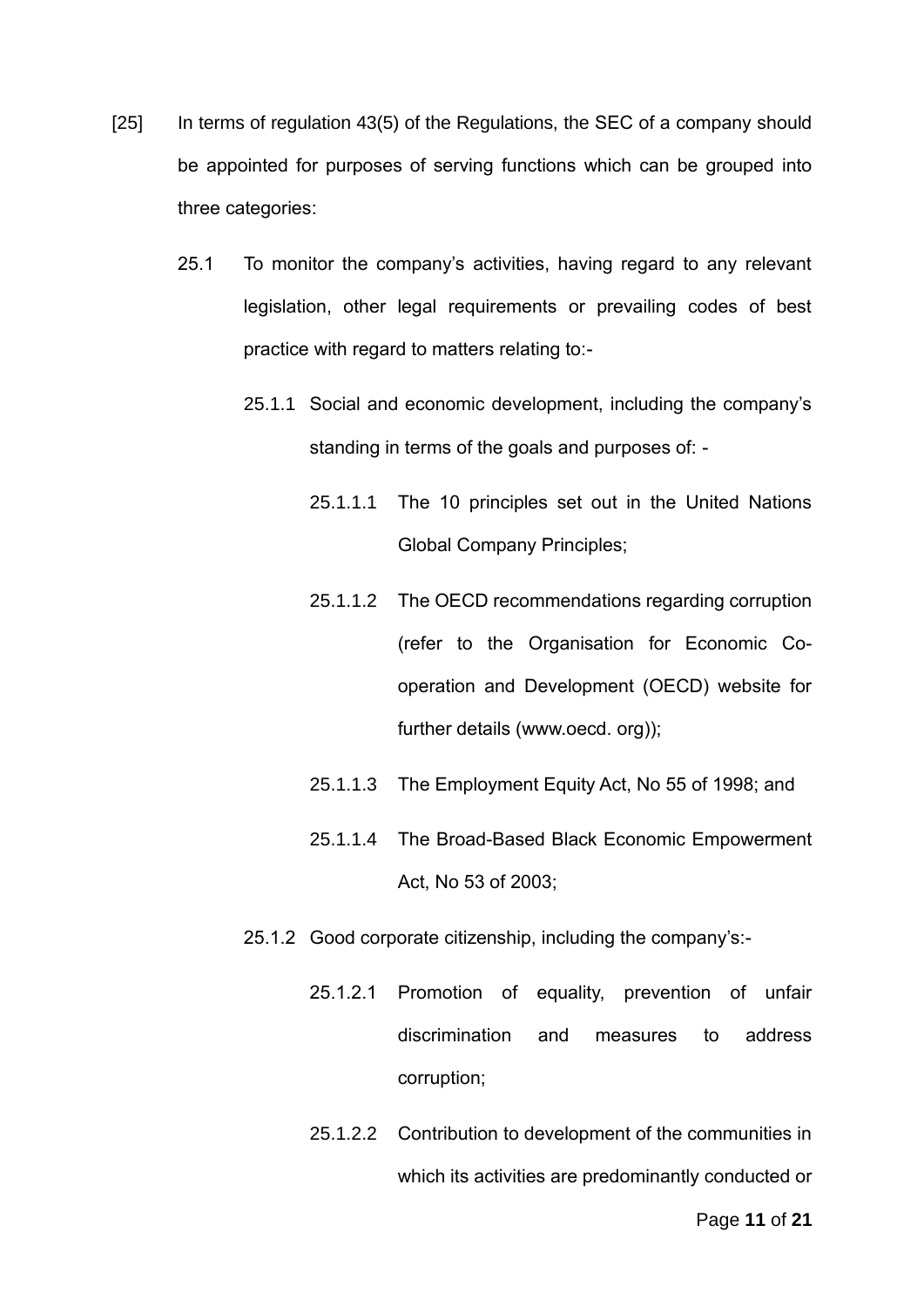[25] In terms of regulation 43(5) of the Regulations, the SEC of a company should be appointed for purposes of serving functions which can be grouped into three categories:

25.1 To monitor the company's activities, having regard to any relevant legislation, other legal requirements or prevailing codes of best practice with regard to matters relating to:-

25.1.1 Social and economic development, including the company's standing in terms of the goals and purposes of: -

25.1.1.1 The 10 principles set out in the United Nations Global Company Principles;

25.1.1.2 The OECD recommendations regarding corruption (refer to the Organisation for Economic Co-operation and Development (OECD) website for further details (www.oecd. org));

25.1.1.3 The Employment Equity Act, No 55 of 1998; and

25.1.1.4 The Broad-Based Black Economic Empowerment Act, No 53 of 2003;

25.1.2 Good corporate citizenship, including the company's:-

25.1.2.1 Promotion of equality, prevention of unfair discrimination and measures to address corruption;

25.1.2.2 Contribution to development of the communities in which its activities are predominantly conducted or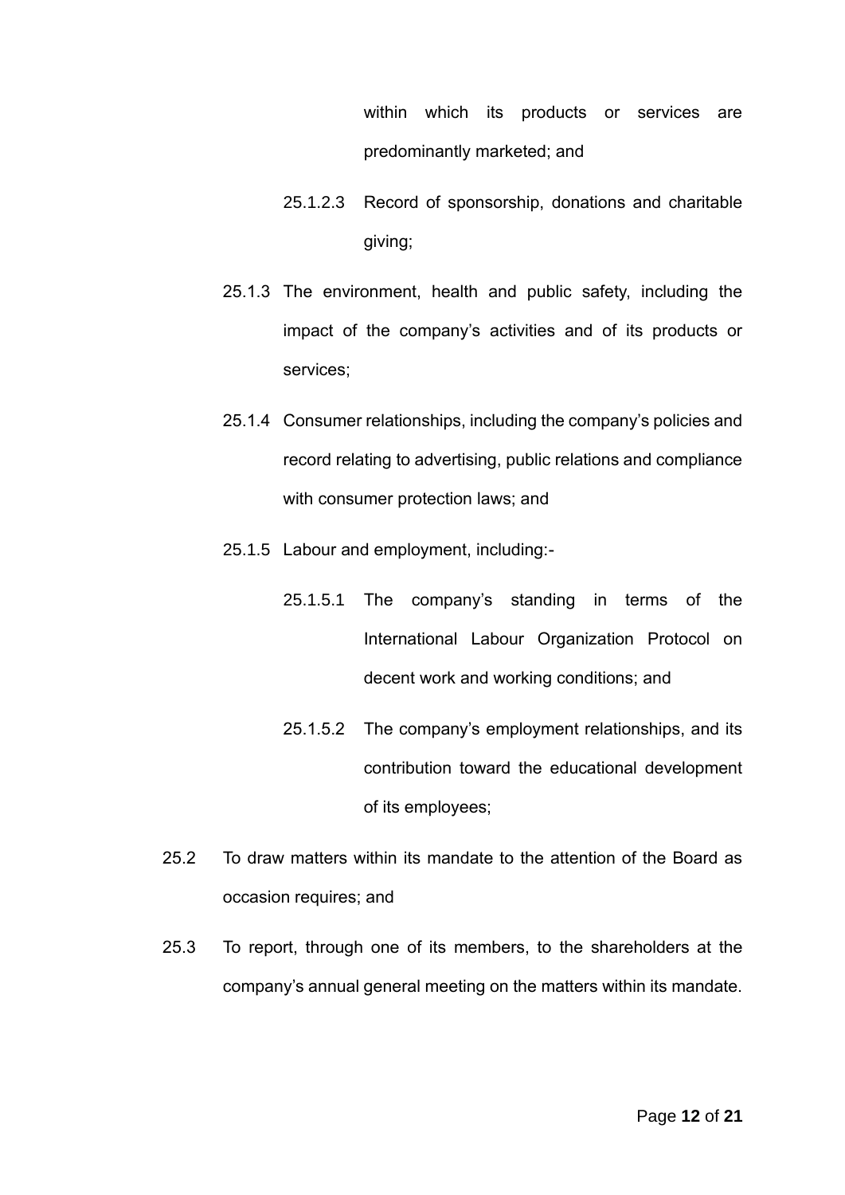within which its products or services are predominantly marketed; and

25.1.2.3 Record of sponsorship, donations and charitable giving;

25.1.3 The environment, health and public safety, including the impact of the company's activities and of its products or services;

25.1.4 Consumer relationships, including the company's policies and record relating to advertising, public relations and compliance with consumer protection laws; and

25.1.5 Labour and employment, including:-

25.1.5.1 The company's standing in terms of the International Labour Organization Protocol on decent work and working conditions; and

25.1.5.2 The company's employment relationships, and its contribution toward the educational development of its employees;

25.2 To draw matters within its mandate to the attention of the Board as occasion requires; and

25.3 To report, through one of its members, to the shareholders at the company's annual general meeting on the matters within its mandate.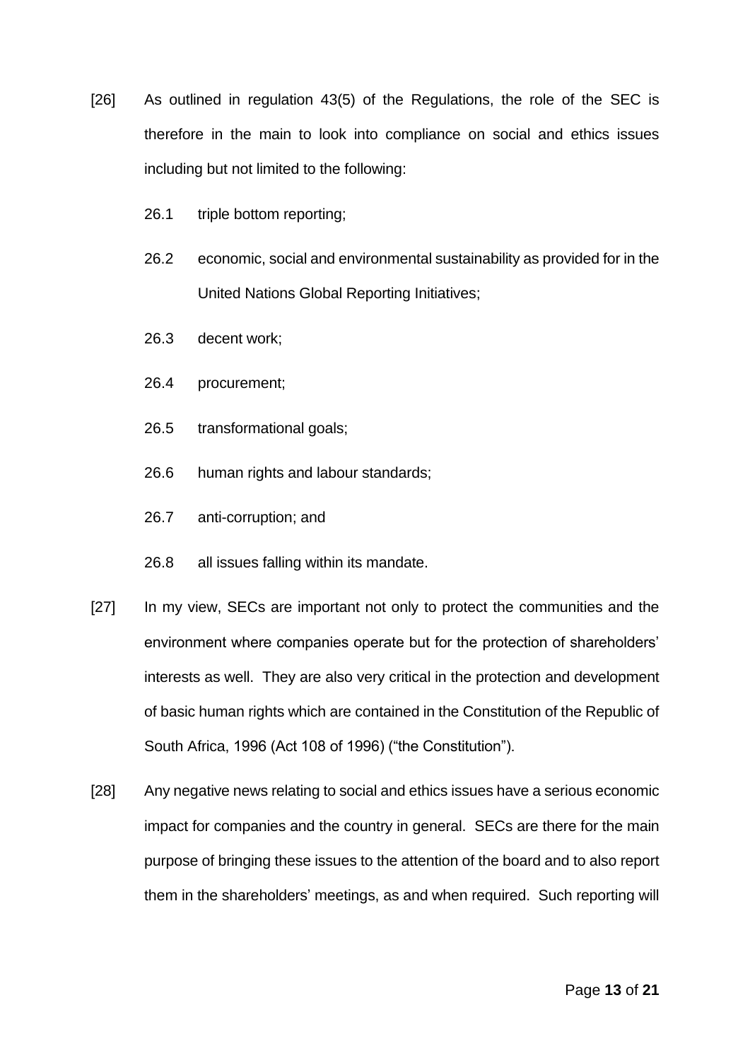[26] As outlined in regulation 43(5) of the Regulations, the role of the SEC is therefore in the main to look into compliance on social and ethics issues including but not limited to the following:

26.1 triple bottom reporting;

26.2 economic, social and environmental sustainability as provided for in the United Nations Global Reporting Initiatives;

26.3 decent work;

26.4 procurement;

26.5 transformational goals;

26.6 human rights and labour standards;

26.7 anti-corruption; and

26.8 all issues falling within its mandate.

[27] In my view, SECs are important not only to protect the communities and the environment where companies operate but for the protection of shareholders' interests as well. They are also very critical in the protection and development of basic human rights which are contained in the Constitution of the Republic of South Africa, 1996 (Act 108 of 1996) ("the Constitution").

[28] Any negative news relating to social and ethics issues have a serious economic impact for companies and the country in general. SECs are there for the main purpose of bringing these issues to the attention of the board and to also report them in the shareholders' meetings, as and when required. Such reporting will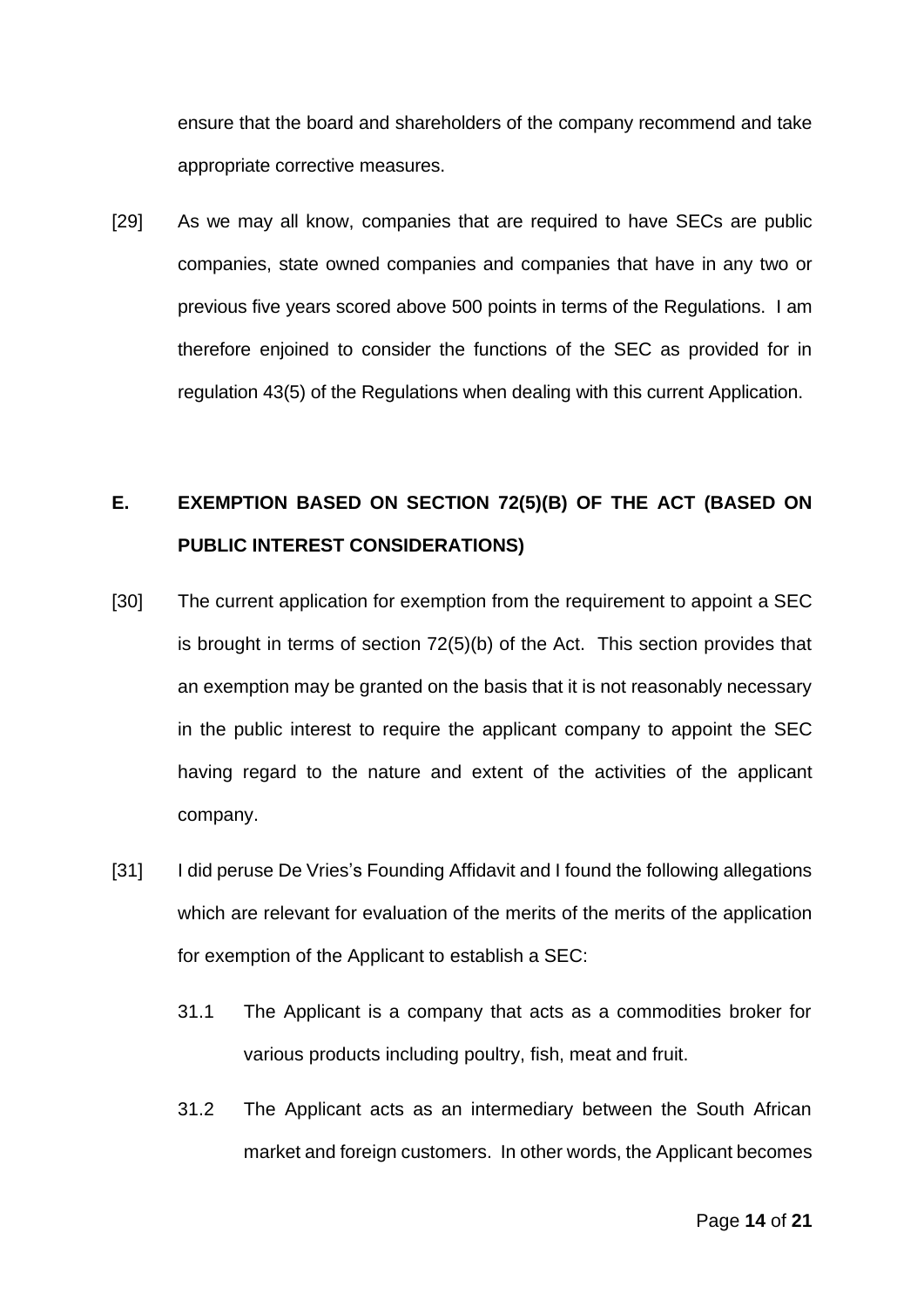ensure that the board and shareholders of the company recommend and take appropriate corrective measures.

[29] As we may all know, companies that are required to have SECs are public companies, state owned companies and companies that have in any two or previous five years scored above 500 points in terms of the Regulations. I am therefore enjoined to consider the functions of the SEC as provided for in regulation 43(5) of the Regulations when dealing with this current Application.

## E. EXEMPTION BASED ON SECTION 72(5)(B) OF THE ACT (BASED ON PUBLIC INTEREST CONSIDERATIONS)

[30] The current application for exemption from the requirement to appoint a SEC is brought in terms of section 72(5)(b) of the Act. This section provides that an exemption may be granted on the basis that it is not reasonably necessary in the public interest to require the applicant company to appoint the SEC having regard to the nature and extent of the activities of the applicant company.

[31] I did peruse De Vries's Founding Affidavit and I found the following allegations which are relevant for evaluation of the merits of the merits of the application for exemption of the Applicant to establish a SEC:

31.1 The Applicant is a company that acts as a commodities broker for various products including poultry, fish, meat and fruit.

31.2 The Applicant acts as an intermediary between the South African market and foreign customers. In other words, the Applicant becomes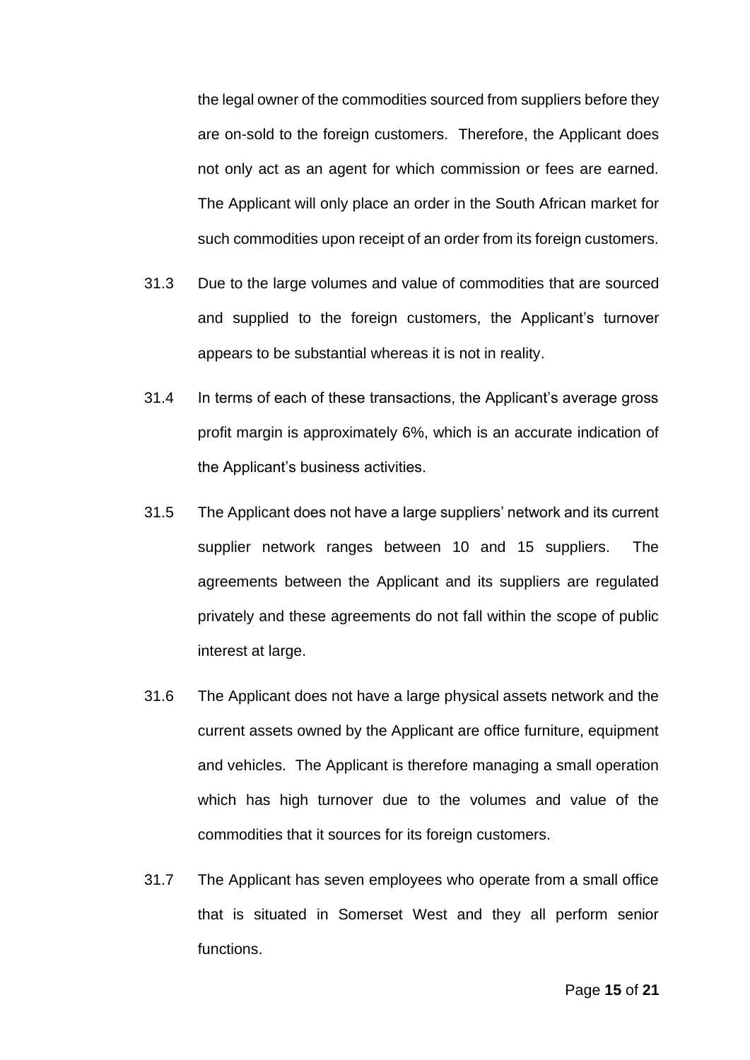the legal owner of the commodities sourced from suppliers before they are on-sold to the foreign customers. Therefore, the Applicant does not only act as an agent for which commission or fees are earned. The Applicant will only place an order in the South African market for such commodities upon receipt of an order from its foreign customers.

31.3 Due to the large volumes and value of commodities that are sourced and supplied to the foreign customers, the Applicant's turnover appears to be substantial whereas it is not in reality.

31.4 In terms of each of these transactions, the Applicant's average gross profit margin is approximately 6%, which is an accurate indication of the Applicant's business activities.

31.5 The Applicant does not have a large suppliers' network and its current supplier network ranges between 10 and 15 suppliers. The agreements between the Applicant and its suppliers are regulated privately and these agreements do not fall within the scope of public interest at large.

31.6 The Applicant does not have a large physical assets network and the current assets owned by the Applicant are office furniture, equipment and vehicles. The Applicant is therefore managing a small operation which has high turnover due to the volumes and value of the commodities that it sources for its foreign customers.

31.7 The Applicant has seven employees who operate from a small office that is situated in Somerset West and they all perform senior functions.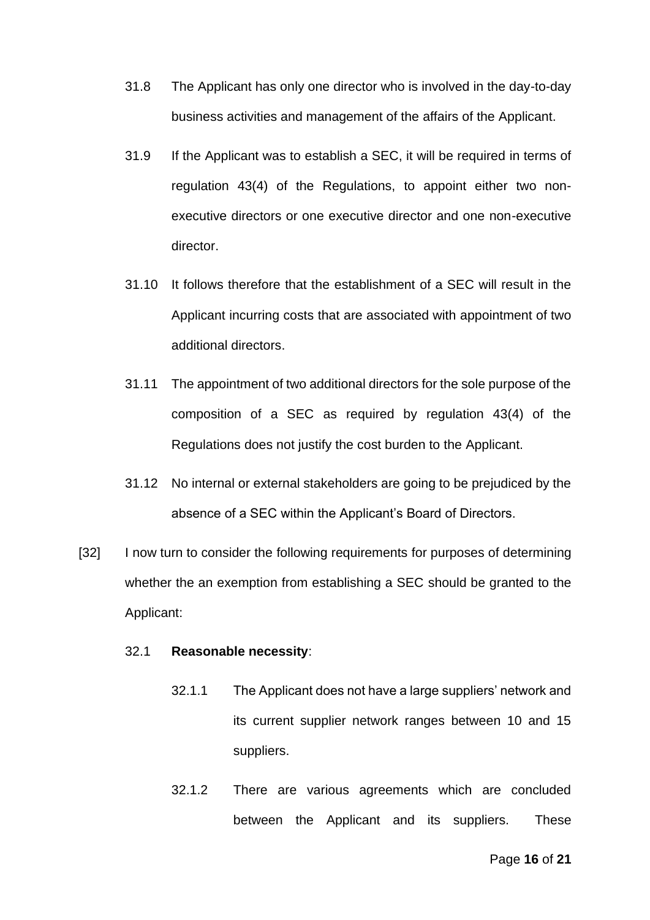31.8 The Applicant has only one director who is involved in the day-to-day business activities and management of the affairs of the Applicant.

31.9 If the Applicant was to establish a SEC, it will be required in terms of regulation 43(4) of the Regulations, to appoint either two non-executive directors or one executive director and one non-executive director.

31.10 It follows therefore that the establishment of a SEC will result in the Applicant incurring costs that are associated with appointment of two additional directors.

31.11 The appointment of two additional directors for the sole purpose of the composition of a SEC as required by regulation 43(4) of the Regulations does not justify the cost burden to the Applicant.

31.12 No internal or external stakeholders are going to be prejudiced by the absence of a SEC within the Applicant's Board of Directors.

[32] I now turn to consider the following requirements for purposes of determining whether the an exemption from establishing a SEC should be granted to the Applicant:

32.1 **Reasonable necessity**:

32.1.1 The Applicant does not have a large suppliers' network and its current supplier network ranges between 10 and 15 suppliers.

32.1.2 There are various agreements which are concluded between the Applicant and its suppliers. These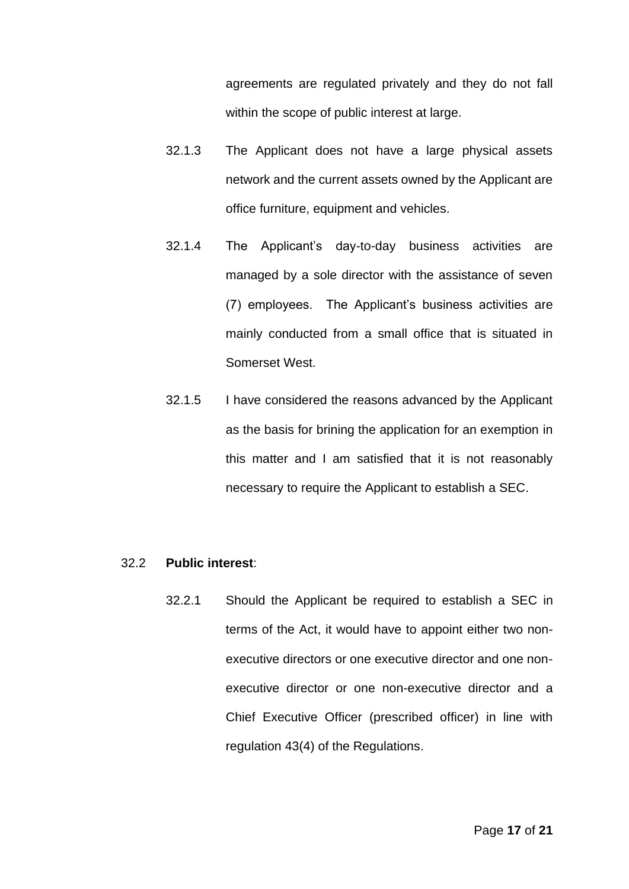agreements are regulated privately and they do not fall within the scope of public interest at large.

32.1.3 The Applicant does not have a large physical assets network and the current assets owned by the Applicant are office furniture, equipment and vehicles.

32.1.4 The Applicant's day-to-day business activities are managed by a sole director with the assistance of seven (7) employees. The Applicant's business activities are mainly conducted from a small office that is situated in Somerset West.

32.1.5 I have considered the reasons advanced by the Applicant as the basis for brining the application for an exemption in this matter and I am satisfied that it is not reasonably necessary to require the Applicant to establish a SEC.

32.2 **Public interest**:

32.2.1 Should the Applicant be required to establish a SEC in terms of the Act, it would have to appoint either two non-executive directors or one executive director and one non-executive director or one non-executive director and a Chief Executive Officer (prescribed officer) in line with regulation 43(4) of the Regulations.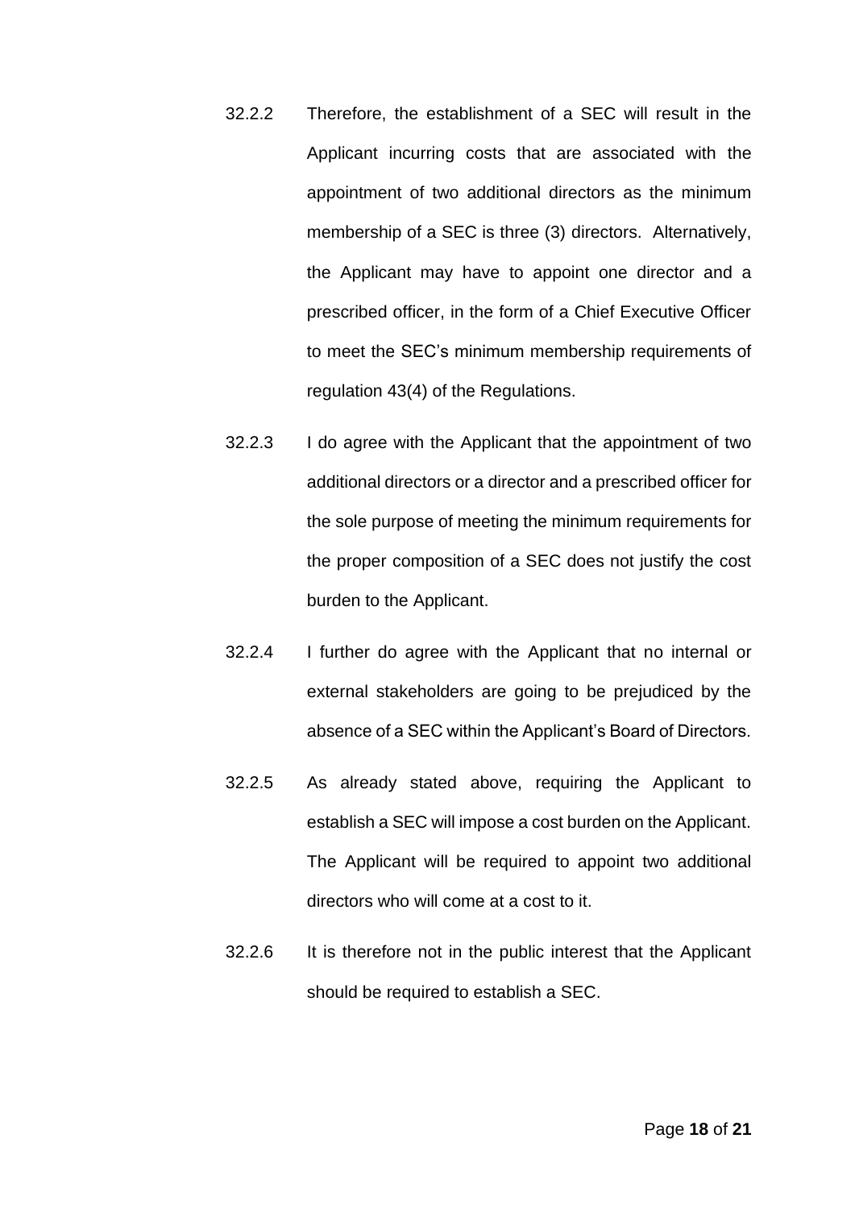32.2.2 Therefore, the establishment of a SEC will result in the Applicant incurring costs that are associated with the appointment of two additional directors as the minimum membership of a SEC is three (3) directors. Alternatively, the Applicant may have to appoint one director and a prescribed officer, in the form of a Chief Executive Officer to meet the SEC's minimum membership requirements of regulation 43(4) of the Regulations.

32.2.3 I do agree with the Applicant that the appointment of two additional directors or a director and a prescribed officer for the sole purpose of meeting the minimum requirements for the proper composition of a SEC does not justify the cost burden to the Applicant.

32.2.4 I further do agree with the Applicant that no internal or external stakeholders are going to be prejudiced by the absence of a SEC within the Applicant's Board of Directors.

32.2.5 As already stated above, requiring the Applicant to establish a SEC will impose a cost burden on the Applicant. The Applicant will be required to appoint two additional directors who will come at a cost to it.

32.2.6 It is therefore not in the public interest that the Applicant should be required to establish a SEC.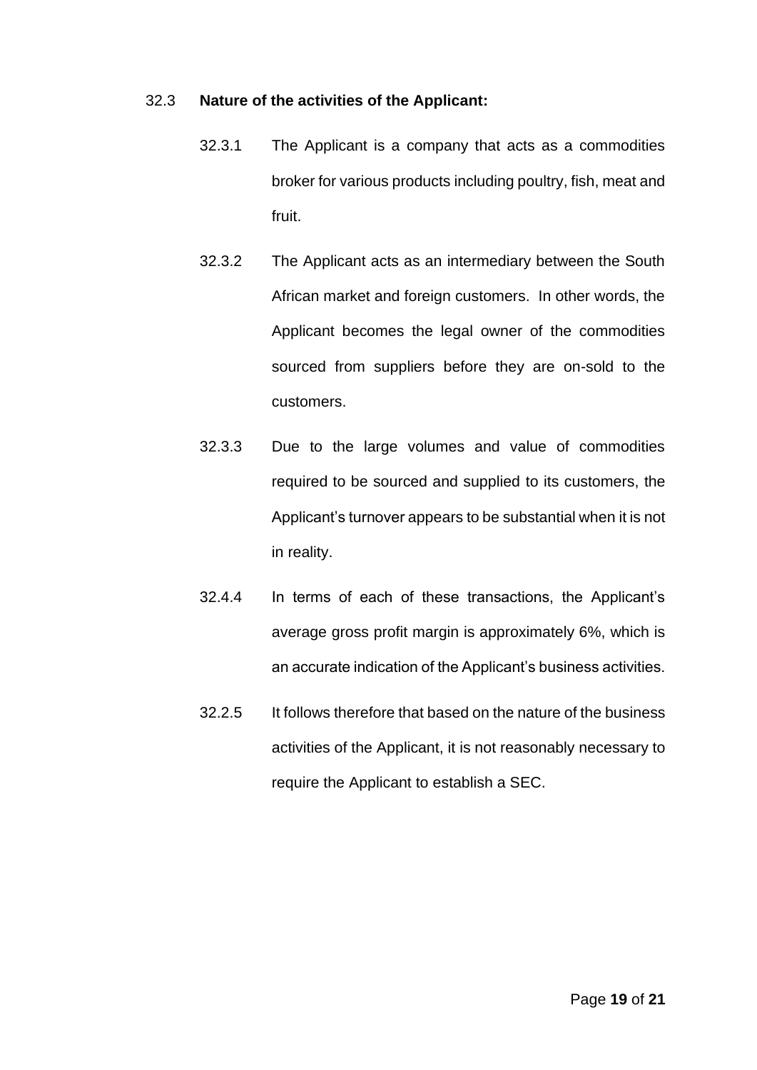32.3 **Nature of the activities of the Applicant:**

32.3.1 The Applicant is a company that acts as a commodities broker for various products including poultry, fish, meat and fruit.

32.3.2 The Applicant acts as an intermediary between the South African market and foreign customers. In other words, the Applicant becomes the legal owner of the commodities sourced from suppliers before they are on-sold to the customers.

32.3.3 Due to the large volumes and value of commodities required to be sourced and supplied to its customers, the Applicant's turnover appears to be substantial when it is not in reality.

32.4.4 In terms of each of these transactions, the Applicant's average gross profit margin is approximately 6%, which is an accurate indication of the Applicant's business activities.

32.2.5 It follows therefore that based on the nature of the business activities of the Applicant, it is not reasonably necessary to require the Applicant to establish a SEC.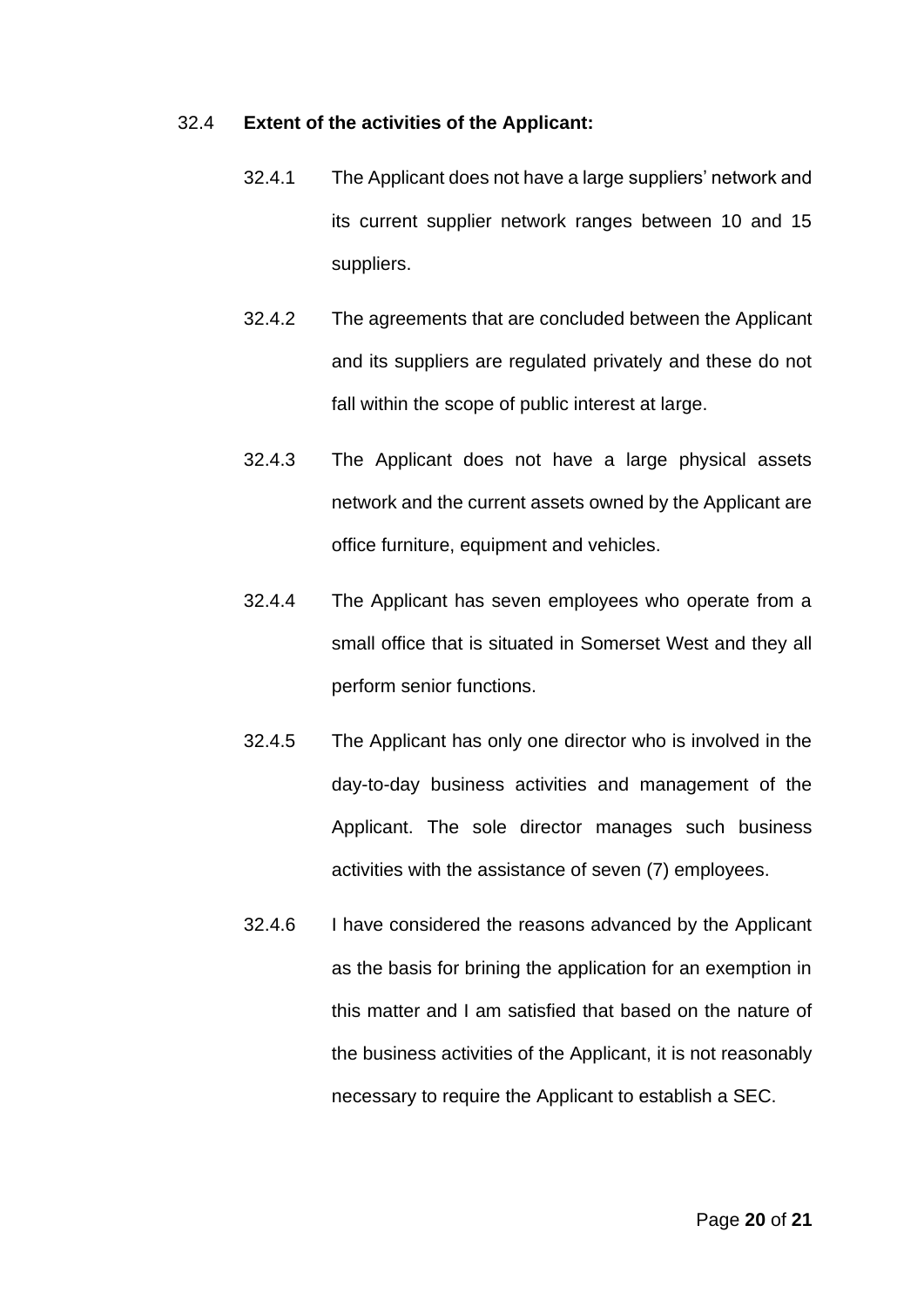32.4 **Extent of the activities of the Applicant:**

32.4.1 The Applicant does not have a large suppliers' network and its current supplier network ranges between 10 and 15 suppliers.

32.4.2 The agreements that are concluded between the Applicant and its suppliers are regulated privately and these do not fall within the scope of public interest at large.

32.4.3 The Applicant does not have a large physical assets network and the current assets owned by the Applicant are office furniture, equipment and vehicles.

32.4.4 The Applicant has seven employees who operate from a small office that is situated in Somerset West and they all perform senior functions.

32.4.5 The Applicant has only one director who is involved in the day-to-day business activities and management of the Applicant. The sole director manages such business activities with the assistance of seven (7) employees.

32.4.6 I have considered the reasons advanced by the Applicant as the basis for brining the application for an exemption in this matter and I am satisfied that based on the nature of the business activities of the Applicant, it is not reasonably necessary to require the Applicant to establish a SEC.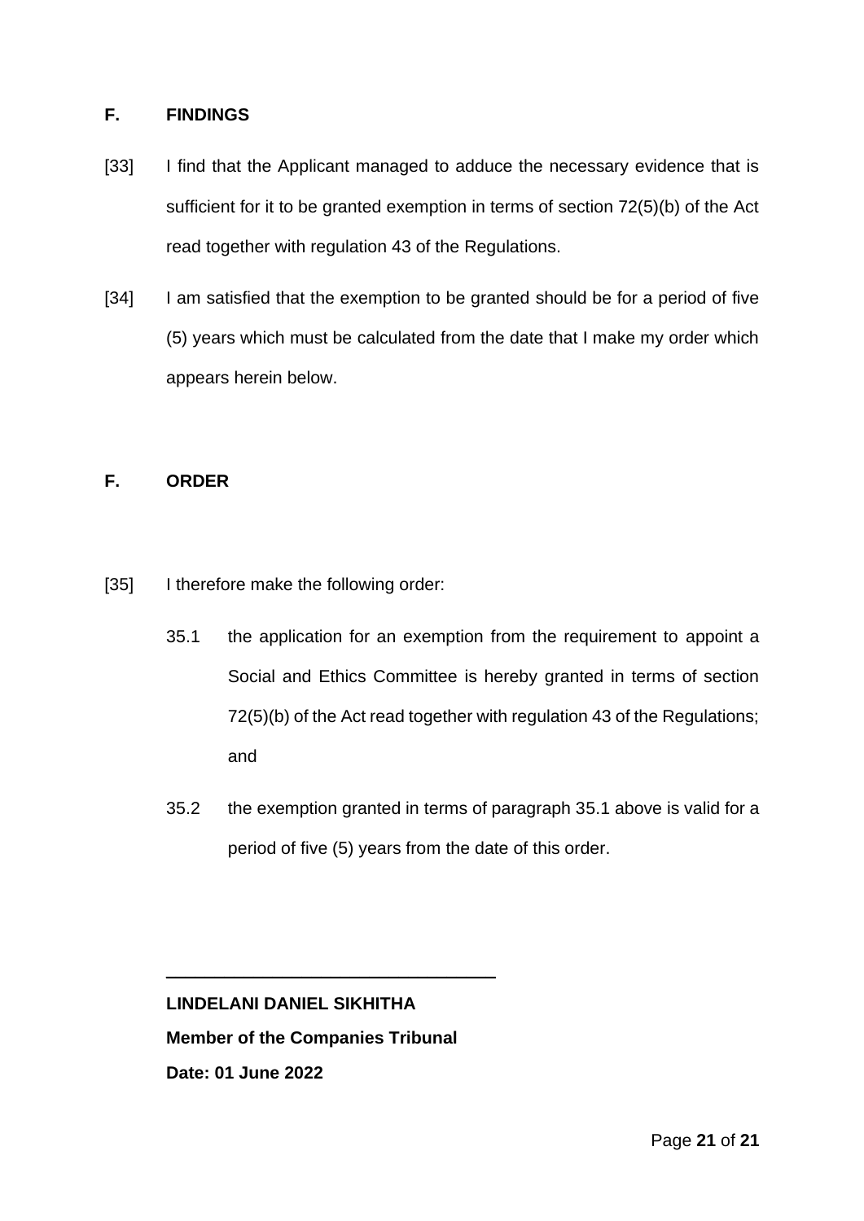## F. FINDINGS

[33] I find that the Applicant managed to adduce the necessary evidence that is sufficient for it to be granted exemption in terms of section 72(5)(b) of the Act read together with regulation 43 of the Regulations.

[34] I am satisfied that the exemption to be granted should be for a period of five (5) years which must be calculated from the date that I make my order which appears herein below.

## F. ORDER

[35] I therefore make the following order:

35.1 the application for an exemption from the requirement to appoint a Social and Ethics Committee is hereby granted in terms of section 72(5)(b) of the Act read together with regulation 43 of the Regulations; and

35.2 the exemption granted in terms of paragraph 35.1 above is valid for a period of five (5) years from the date of this order.

---

**LINDELANI DANIEL SIKHITHA**

**Member of the Companies Tribunal**

**Date: 01 June 2022**